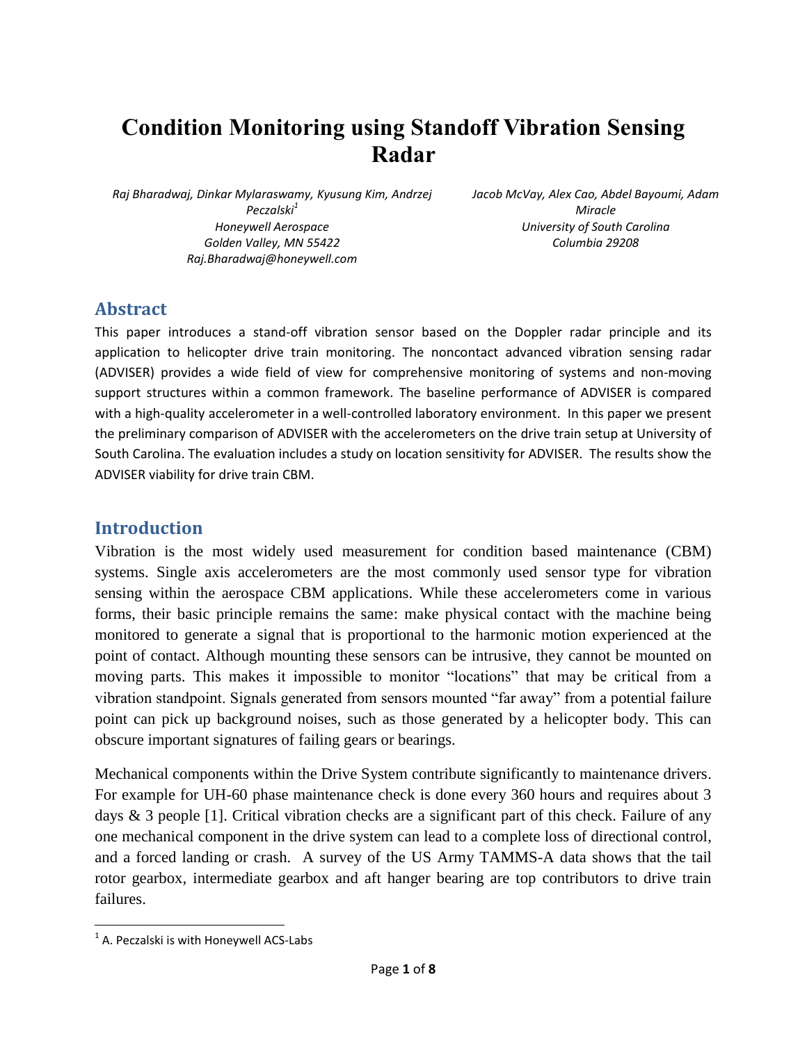# Condition Monitoring using Standoff Vibration Sensing Radar

*Raj Bharadwaj, Dinkar Mylaraswamy, Kyusung Kim, Andrzej Peczalski[1]*
*Honeywell Aerospace*
*Golden Valley, MN 55422*
*Raj.Bharadwaj@honeywell.com*

*Jacob McVay, Alex Cao, Abdel Bayoumi, Adam Miracle*
*University of South Carolina*
*Columbia 29208*

## Abstract

This paper introduces a stand-off vibration sensor based on the Doppler radar principle and its application to helicopter drive train monitoring. The noncontact advanced vibration sensing radar (ADVISER) provides a wide field of view for comprehensive monitoring of systems and non-moving support structures within a common framework. The baseline performance of ADVISER is compared with a high-quality accelerometer in a well-controlled laboratory environment. In this paper we present the preliminary comparison of ADVISER with the accelerometers on the drive train setup at University of South Carolina. The evaluation includes a study on location sensitivity for ADVISER. The results show the ADVISER viability for drive train CBM.

## Introduction

Vibration is the most widely used measurement for condition based maintenance (CBM) systems. Single axis accelerometers are the most commonly used sensor type for vibration sensing within the aerospace CBM applications. While these accelerometers come in various forms, their basic principle remains the same: make physical contact with the machine being monitored to generate a signal that is proportional to the harmonic motion experienced at the point of contact. Although mounting these sensors can be intrusive, they cannot be mounted on moving parts. This makes it impossible to monitor "locations" that may be critical from a vibration standpoint. Signals generated from sensors mounted "far away" from a potential failure point can pick up background noises, such as those generated by a helicopter body. This can obscure important signatures of failing gears or bearings.

Mechanical components within the Drive System contribute significantly to maintenance drivers. For example for UH-60 phase maintenance check is done every 360 hours and requires about 3 days & 3 people [1]. Critical vibration checks are a significant part of this check. Failure of any one mechanical component in the drive system can lead to a complete loss of directional control, and a forced landing or crash. A survey of the US Army TAMMS-A data shows that the tail rotor gearbox, intermediate gearbox and aft hanger bearing are top contributors to drive train failures.

---

[1] A. Peczalski is with Honeywell ACS-Labs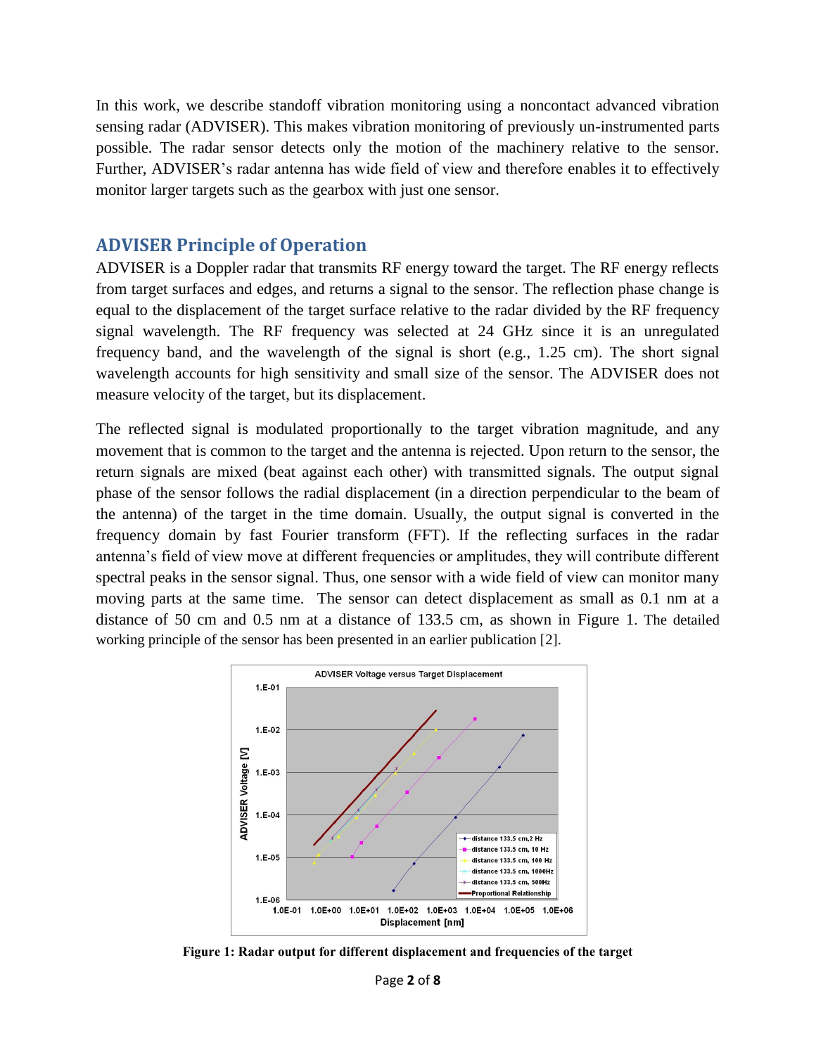In this work, we describe standoff vibration monitoring using a noncontact advanced vibration sensing radar (ADVISER). This makes vibration monitoring of previously un-instrumented parts possible. The radar sensor detects only the motion of the machinery relative to the sensor. Further, ADVISER's radar antenna has wide field of view and therefore enables it to effectively monitor larger targets such as the gearbox with just one sensor.

## ADVISER Principle of Operation

ADVISER is a Doppler radar that transmits RF energy toward the target. The RF energy reflects from target surfaces and edges, and returns a signal to the sensor. The reflection phase change is equal to the displacement of the target surface relative to the radar divided by the RF frequency signal wavelength. The RF frequency was selected at 24 GHz since it is an unregulated frequency band, and the wavelength of the signal is short (e.g., 1.25 cm). The short signal wavelength accounts for high sensitivity and small size of the sensor. The ADVISER does not measure velocity of the target, but its displacement.

The reflected signal is modulated proportionally to the target vibration magnitude, and any movement that is common to the target and the antenna is rejected. Upon return to the sensor, the return signals are mixed (beat against each other) with transmitted signals. The output signal phase of the sensor follows the radial displacement (in a direction perpendicular to the beam of the antenna) of the target in the time domain. Usually, the output signal is converted in the frequency domain by fast Fourier transform (FFT). If the reflecting surfaces in the radar antenna's field of view move at different frequencies or amplitudes, they will contribute different spectral peaks in the sensor signal. Thus, one sensor with a wide field of view can monitor many moving parts at the same time. The sensor can detect displacement as small as 0.1 nm at a distance of 50 cm and 0.5 nm at a distance of 133.5 cm, as shown in Figure 1. The detailed working principle of the sensor has been presented in an earlier publication [2].

**Figure 1: Radar output for different displacement and frequencies of the target**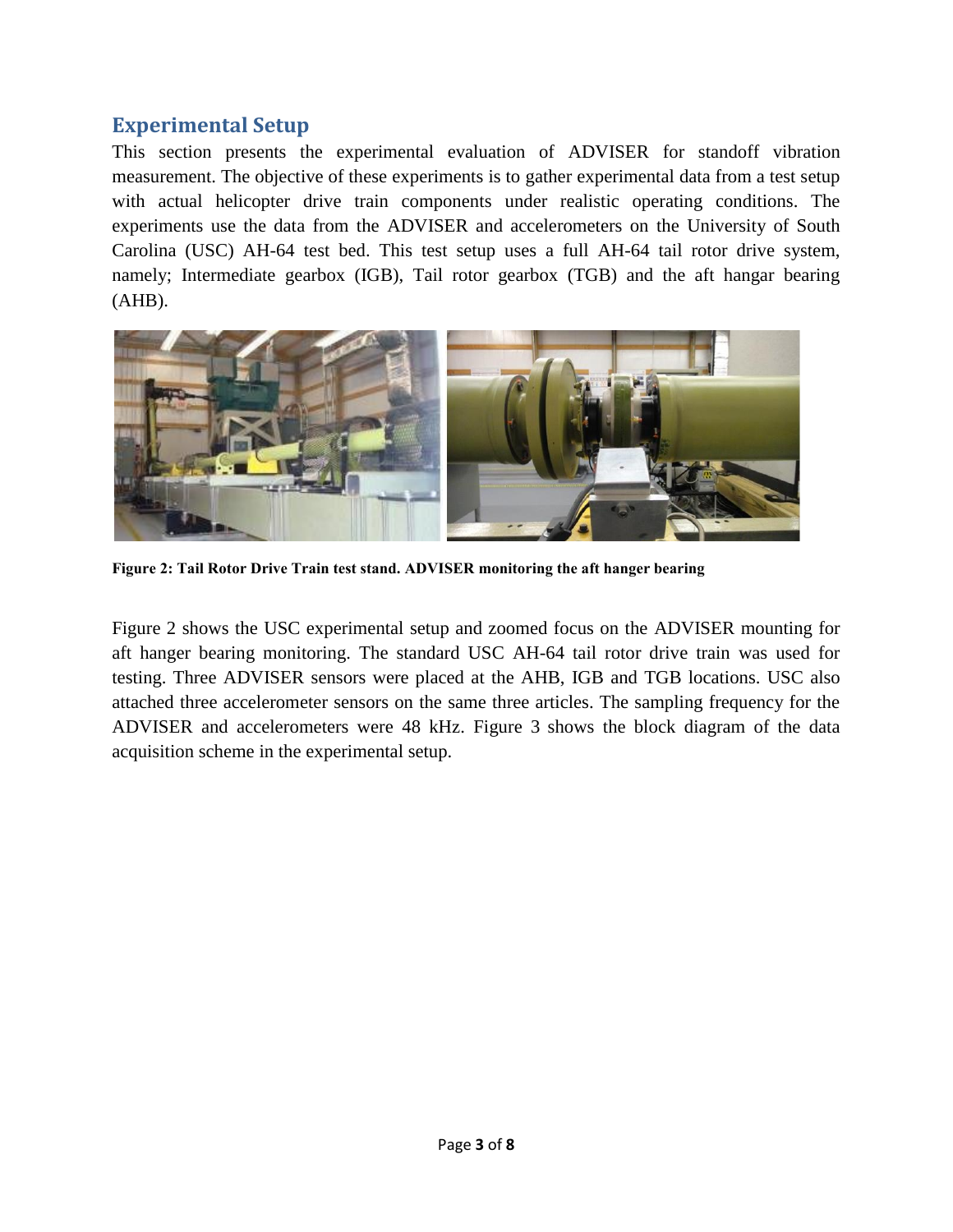## Experimental Setup

This section presents the experimental evaluation of ADVISER for standoff vibration measurement. The objective of these experiments is to gather experimental data from a test setup with actual helicopter drive train components under realistic operating conditions. The experiments use the data from the ADVISER and accelerometers on the University of South Carolina (USC) AH-64 test bed. This test setup uses a full AH-64 tail rotor drive system, namely; Intermediate gearbox (IGB), Tail rotor gearbox (TGB) and the aft hangar bearing (AHB).

**Figure 2: Tail Rotor Drive Train test stand. ADVISER monitoring the aft hanger bearing**

Figure 2 shows the USC experimental setup and zoomed focus on the ADVISER mounting for aft hanger bearing monitoring. The standard USC AH-64 tail rotor drive train was used for testing. Three ADVISER sensors were placed at the AHB, IGB and TGB locations. USC also attached three accelerometer sensors on the same three articles. The sampling frequency for the ADVISER and accelerometers were 48 kHz. Figure 3 shows the block diagram of the data acquisition scheme in the experimental setup.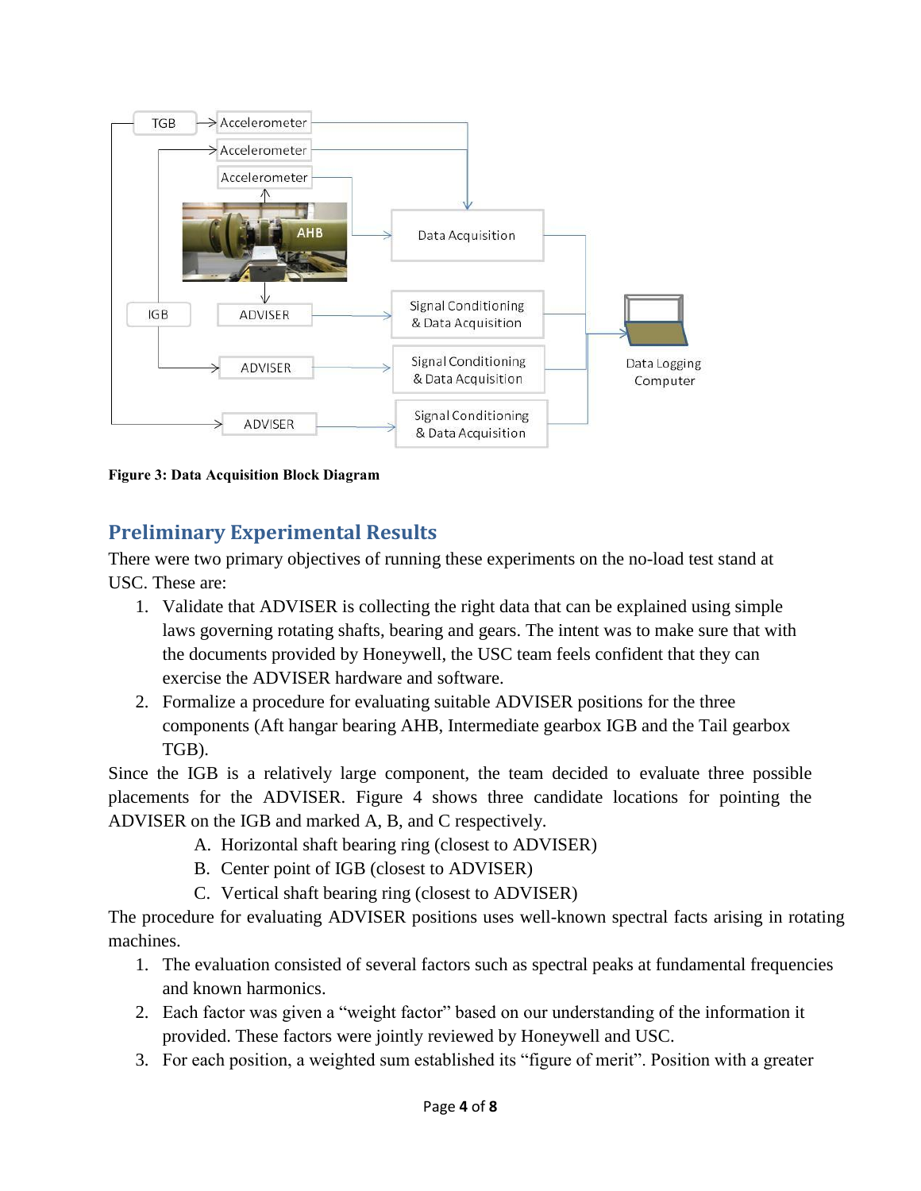**Figure 3: Data Acquisition Block Diagram**

## Preliminary Experimental Results

There were two primary objectives of running these experiments on the no-load test stand at USC. These are:

1. Validate that ADVISER is collecting the right data that can be explained using simple laws governing rotating shafts, bearing and gears. The intent was to make sure that with the documents provided by Honeywell, the USC team feels confident that they can exercise the ADVISER hardware and software.
2. Formalize a procedure for evaluating suitable ADVISER positions for the three components (Aft hangar bearing AHB, Intermediate gearbox IGB and the Tail gearbox TGB).

Since the IGB is a relatively large component, the team decided to evaluate three possible placements for the ADVISER. Figure 4 shows three candidate locations for pointing the ADVISER on the IGB and marked A, B, and C respectively.

A. Horizontal shaft bearing ring (closest to ADVISER)
B. Center point of IGB (closest to ADVISER)
C. Vertical shaft bearing ring (closest to ADVISER)

The procedure for evaluating ADVISER positions uses well-known spectral facts arising in rotating machines.

1. The evaluation consisted of several factors such as spectral peaks at fundamental frequencies and known harmonics.
2. Each factor was given a "weight factor" based on our understanding of the information it provided. These factors were jointly reviewed by Honeywell and USC.
3. For each position, a weighted sum established its "figure of merit". Position with a greater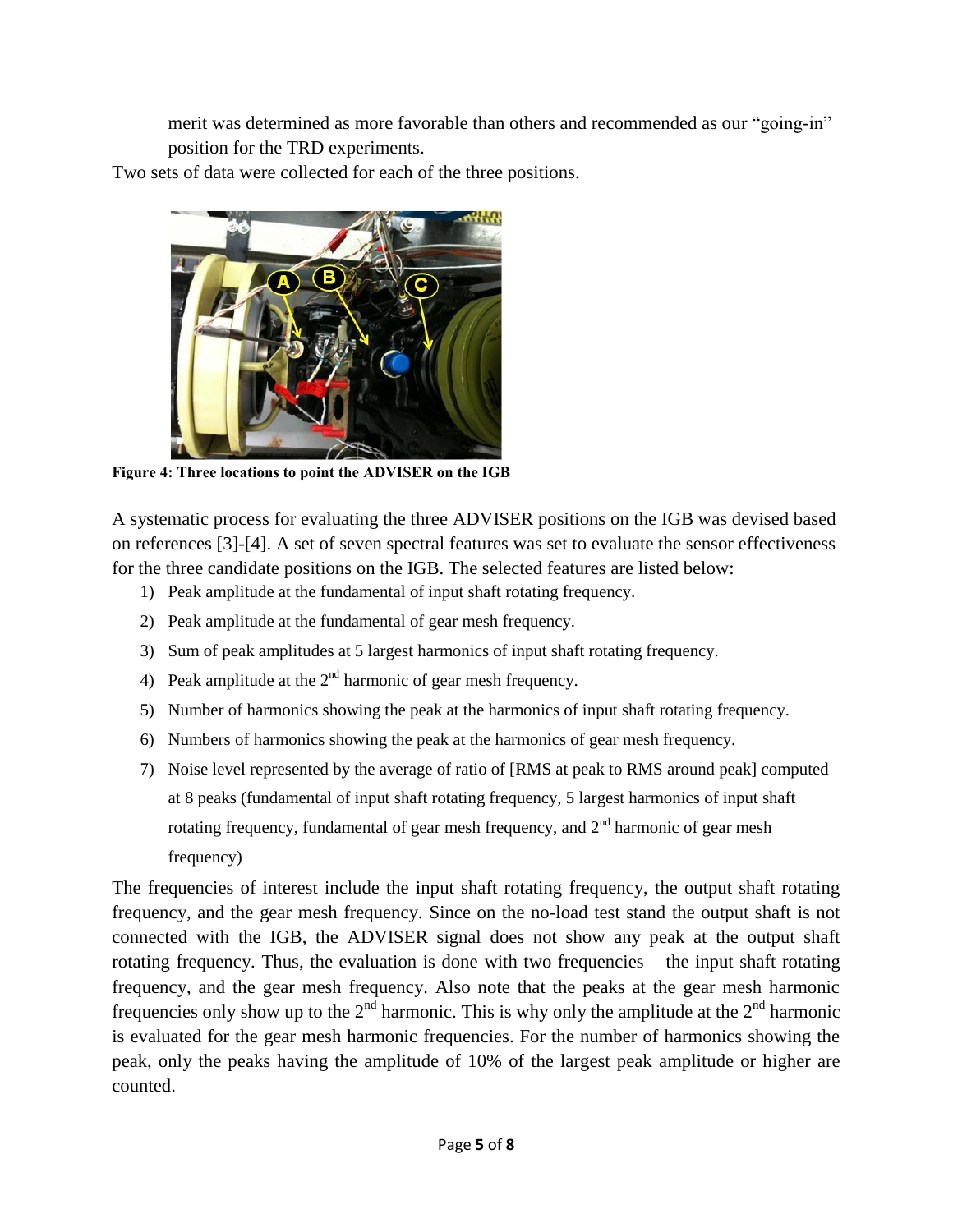merit was determined as more favorable than others and recommended as our "going-in" position for the TRD experiments.

Two sets of data were collected for each of the three positions.

**Figure 4: Three locations to point the ADVISER on the IGB**

A systematic process for evaluating the three ADVISER positions on the IGB was devised based on references [3]-[4]. A set of seven spectral features was set to evaluate the sensor effectiveness for the three candidate positions on the IGB. The selected features are listed below:

1) Peak amplitude at the fundamental of input shaft rotating frequency.
2) Peak amplitude at the fundamental of gear mesh frequency.
3) Sum of peak amplitudes at 5 largest harmonics of input shaft rotating frequency.
4) Peak amplitude at the $2^{nd}$ harmonic of gear mesh frequency.
5) Number of harmonics showing the peak at the harmonics of input shaft rotating frequency.
6) Numbers of harmonics showing the peak at the harmonics of gear mesh frequency.
7) Noise level represented by the average of ratio of [RMS at peak to RMS around peak] computed at 8 peaks (fundamental of input shaft rotating frequency, 5 largest harmonics of input shaft rotating frequency, fundamental of gear mesh frequency, and $2^{nd}$ harmonic of gear mesh frequency)

The frequencies of interest include the input shaft rotating frequency, the output shaft rotating frequency, and the gear mesh frequency. Since on the no-load test stand the output shaft is not connected with the IGB, the ADVISER signal does not show any peak at the output shaft rotating frequency. Thus, the evaluation is done with two frequencies – the input shaft rotating frequency, and the gear mesh frequency. Also note that the peaks at the gear mesh harmonic frequencies only show up to the $2^{nd}$ harmonic. This is why only the amplitude at the $2^{nd}$ harmonic is evaluated for the gear mesh harmonic frequencies. For the number of harmonics showing the peak, only the peaks having the amplitude of 10% of the largest peak amplitude or higher are counted.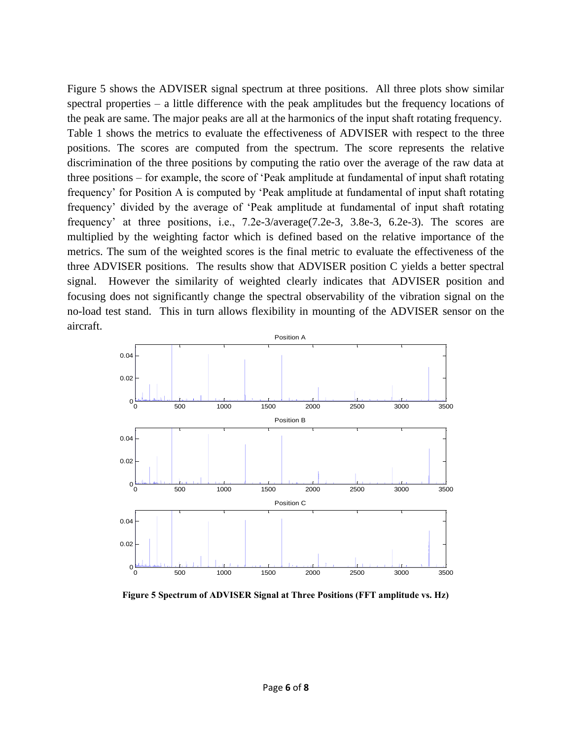Figure 5 shows the ADVISER signal spectrum at three positions. All three plots show similar spectral properties – a little difference with the peak amplitudes but the frequency locations of the peak are same. The major peaks are all at the harmonics of the input shaft rotating frequency. Table 1 shows the metrics to evaluate the effectiveness of ADVISER with respect to the three positions. The scores are computed from the spectrum. The score represents the relative discrimination of the three positions by computing the ratio over the average of the raw data at three positions – for example, the score of 'Peak amplitude at fundamental of input shaft rotating frequency' for Position A is computed by 'Peak amplitude at fundamental of input shaft rotating frequency' divided by the average of 'Peak amplitude at fundamental of input shaft rotating frequency' at three positions, i.e., 7.2e-3/average(7.2e-3, 3.8e-3, 6.2e-3). The scores are multiplied by the weighting factor which is defined based on the relative importance of the metrics. The sum of the weighted scores is the final metric to evaluate the effectiveness of the three ADVISER positions. The results show that ADVISER position C yields a better spectral signal. However the similarity of weighted clearly indicates that ADVISER position and focusing does not significantly change the spectral observability of the vibration signal on the no-load test stand. This in turn allows flexibility in mounting of the ADVISER sensor on the aircraft.

**Figure 5 Spectrum of ADVISER Signal at Three Positions (FFT amplitude vs. Hz)**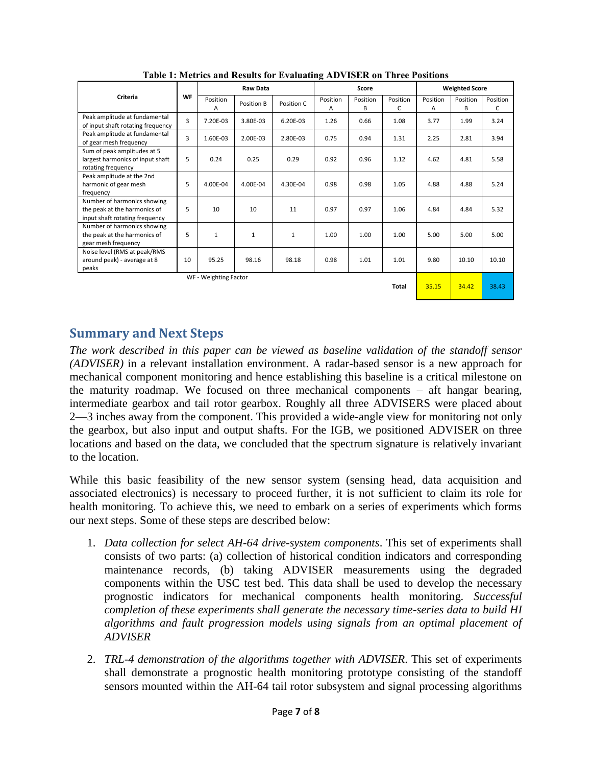**Table 1: Metrics and Results for Evaluating ADVISER on Three Positions**

| Criteria | WF | Raw Data | | | Score | | | Weighted Score | | |
|---|---|---|---|---|---|---|---|---|---|---|
| | | Position A | Position B | Position C | Position A | Position B | Position C | Position A | Position B | Position C |
| Peak amplitude at fundamental of input shaft rotating frequency | 3 | 7.20E-03 | 3.80E-03 | 6.20E-03 | 1.26 | 0.66 | 1.08 | 3.77 | 1.99 | 3.24 |
| Peak amplitude at fundamental of gear mesh frequency | 3 | 1.60E-03 | 2.00E-03 | 2.80E-03 | 0.75 | 0.94 | 1.31 | 2.25 | 2.81 | 3.94 |
| Sum of peak amplitudes at 5 largest harmonics of input shaft rotating frequency | 5 | 0.24 | 0.25 | 0.29 | 0.92 | 0.96 | 1.12 | 4.62 | 4.81 | 5.58 |
| Peak amplitude at the 2nd harmonic of gear mesh frequency | 5 | 4.00E-04 | 4.00E-04 | 4.30E-04 | 0.98 | 0.98 | 1.05 | 4.88 | 4.88 | 5.24 |
| Number of harmonics showing the peak at the harmonics of input shaft rotating frequency | 5 | 10 | 10 | 11 | 0.97 | 0.97 | 1.06 | 4.84 | 4.84 | 5.32 |
| Number of harmonics showing the peak at the harmonics of gear mesh frequency | 5 | 1 | 1 | 1 | 1.00 | 1.00 | 1.00 | 5.00 | 5.00 | 5.00 |
| Noise level (RMS at peak/RMS around peak) - average at 8 peaks | 10 | 95.25 | 98.16 | 98.18 | 0.98 | 1.01 | 1.01 | 9.80 | 10.10 | 10.10 |
| WF - Weighting Factor | | | | | | | Total | 35.15 | 34.42 | 38.43 |

## Summary and Next Steps

*The work described in this paper can be viewed as baseline validation of the standoff sensor (ADVISER)* in a relevant installation environment. A radar-based sensor is a new approach for mechanical component monitoring and hence establishing this baseline is a critical milestone on the maturity roadmap. We focused on three mechanical components – aft hangar bearing, intermediate gearbox and tail rotor gearbox. Roughly all three ADVISERS were placed about 2—3 inches away from the component. This provided a wide-angle view for monitoring not only the gearbox, but also input and output shafts. For the IGB, we positioned ADVISER on three locations and based on the data, we concluded that the spectrum signature is relatively invariant to the location.

While this basic feasibility of the new sensor system (sensing head, data acquisition and associated electronics) is necessary to proceed further, it is not sufficient to claim its role for health monitoring. To achieve this, we need to embark on a series of experiments which forms our next steps. Some of these steps are described below:

1. *Data collection for select AH-64 drive-system components*. This set of experiments shall consists of two parts: (a) collection of historical condition indicators and corresponding maintenance records, (b) taking ADVISER measurements using the degraded components within the USC test bed. This data shall be used to develop the necessary prognostic indicators for mechanical components health monitoring. *Successful completion of these experiments shall generate the necessary time-series data to build HI algorithms and fault progression models using signals from an optimal placement of ADVISER*

2. *TRL-4 demonstration of the algorithms together with ADVISER*. This set of experiments shall demonstrate a prognostic health monitoring prototype consisting of the standoff sensors mounted within the AH-64 tail rotor subsystem and signal processing algorithms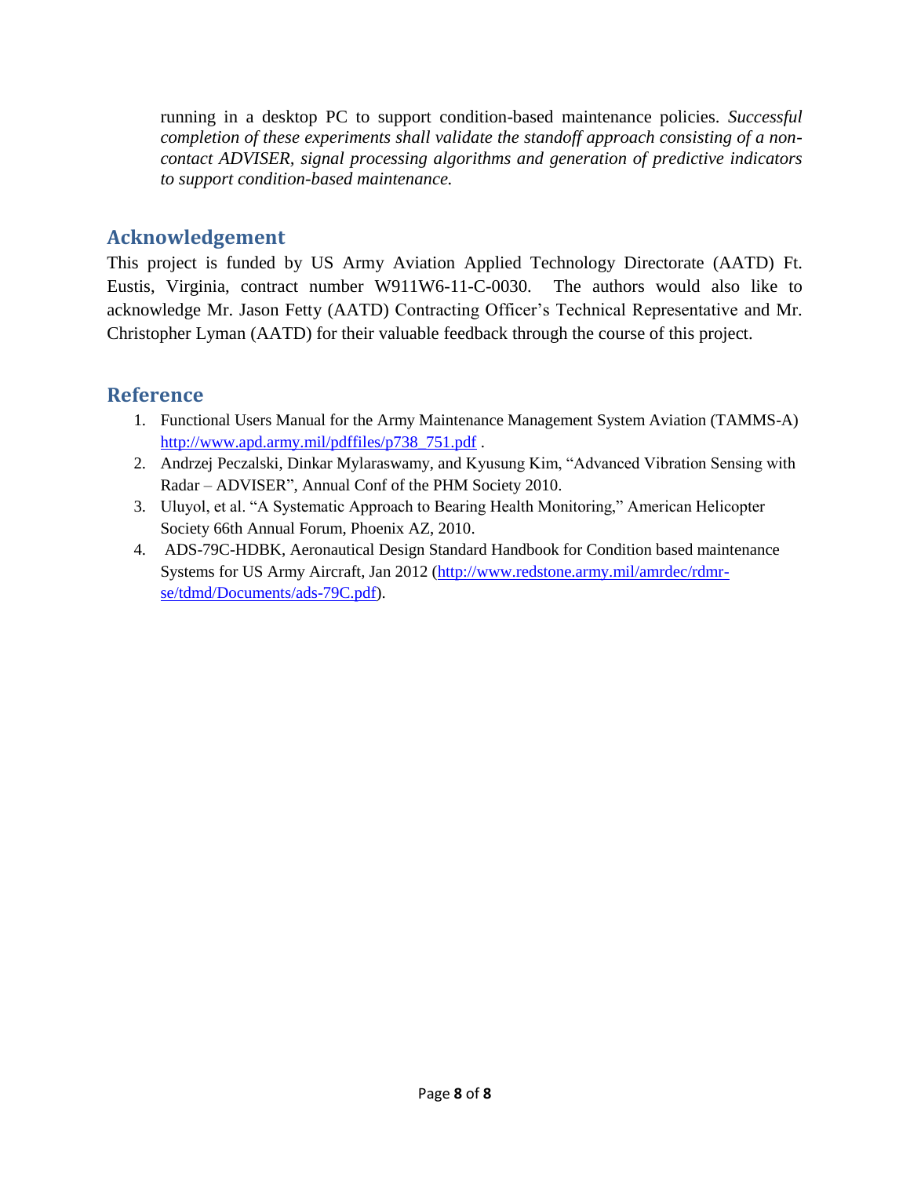running in a desktop PC to support condition-based maintenance policies. *Successful completion of these experiments shall validate the standoff approach consisting of a non-contact ADVISER, signal processing algorithms and generation of predictive indicators to support condition-based maintenance.*

## Acknowledgement

This project is funded by US Army Aviation Applied Technology Directorate (AATD) Ft. Eustis, Virginia, contract number W911W6-11-C-0030. The authors would also like to acknowledge Mr. Jason Fetty (AATD) Contracting Officer's Technical Representative and Mr. Christopher Lyman (AATD) for their valuable feedback through the course of this project.

## Reference

1. Functional Users Manual for the Army Maintenance Management System Aviation (TAMMS-A) http://www.apd.army.mil/pdffiles/p738_751.pdf .
2. Andrzej Peczalski, Dinkar Mylaraswamy, and Kyusung Kim, "Advanced Vibration Sensing with Radar – ADVISER", Annual Conf of the PHM Society 2010.
3. Uluyol, et al. "A Systematic Approach to Bearing Health Monitoring," American Helicopter Society 66th Annual Forum, Phoenix AZ, 2010.
4. ADS-79C-HDBK, Aeronautical Design Standard Handbook for Condition based maintenance Systems for US Army Aircraft, Jan 2012 (http://www.redstone.army.mil/amrdec/rdmr-se/tdmd/Documents/ads-79C.pdf).